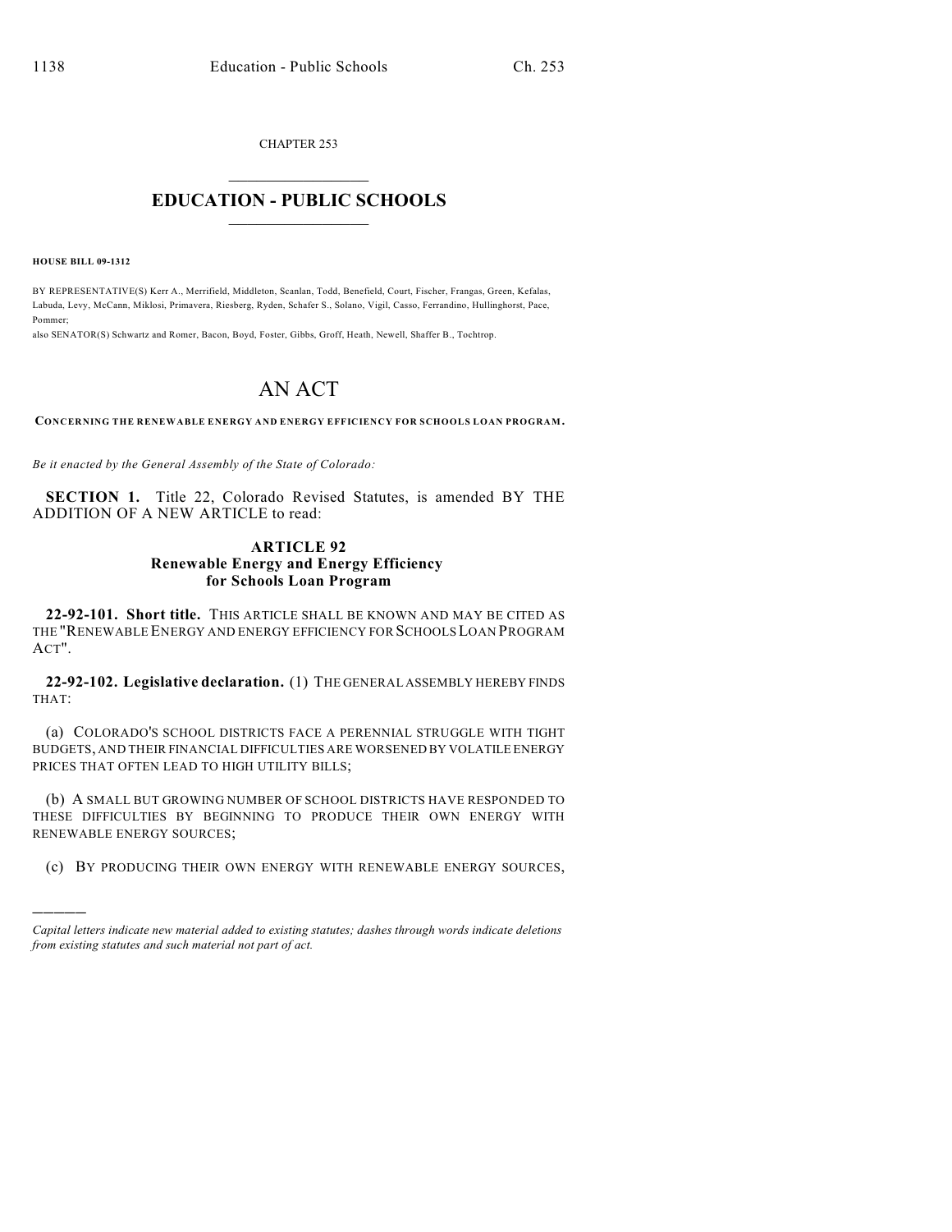CHAPTER 253

# EDUCATION - PUBLIC SCHOOLS

**HOUSE BILL 09-1312**

BY REPRESENTATIVE(S) Kerr A., Merrifield, Middleton, Scanlan, Todd, Benefield, Court, Fischer, Frangas, Green, Kefalas, Labuda, Levy, McCann, Miklosi, Primavera, Riesberg, Ryden, Schafer S., Solano, Vigil, Casso, Ferrandino, Hullinghorst, Pace, Pommer;
also SENATOR(S) Schwartz and Romer, Bacon, Boyd, Foster, Gibbs, Groff, Heath, Newell, Shaffer B., Tochtrop.

# AN ACT

**CONCERNING THE RENEWABLE ENERGY AND ENERGY EFFICIENCY FOR SCHOOLS LOAN PROGRAM.**

*Be it enacted by the General Assembly of the State of Colorado:*

**SECTION 1.** Title 22, Colorado Revised Statutes, is amended BY THE ADDITION OF A NEW ARTICLE to read:

### ARTICLE 92
### Renewable Energy and Energy Efficiency for Schools Loan Program

**22-92-101. Short title.** THIS ARTICLE SHALL BE KNOWN AND MAY BE CITED AS THE "RENEWABLE ENERGY AND ENERGY EFFICIENCY FOR SCHOOLS LOAN PROGRAM ACT".

**22-92-102. Legislative declaration.** (1) THE GENERAL ASSEMBLY HEREBY FINDS THAT:

(a) COLORADO'S SCHOOL DISTRICTS FACE A PERENNIAL STRUGGLE WITH TIGHT BUDGETS, AND THEIR FINANCIAL DIFFICULTIES ARE WORSENED BY VOLATILE ENERGY PRICES THAT OFTEN LEAD TO HIGH UTILITY BILLS;

(b) A SMALL BUT GROWING NUMBER OF SCHOOL DISTRICTS HAVE RESPONDED TO THESE DIFFICULTIES BY BEGINNING TO PRODUCE THEIR OWN ENERGY WITH RENEWABLE ENERGY SOURCES;

(c) BY PRODUCING THEIR OWN ENERGY WITH RENEWABLE ENERGY SOURCES,

---

*Capital letters indicate new material added to existing statutes; dashes through words indicate deletions from existing statutes and such material not part of act.*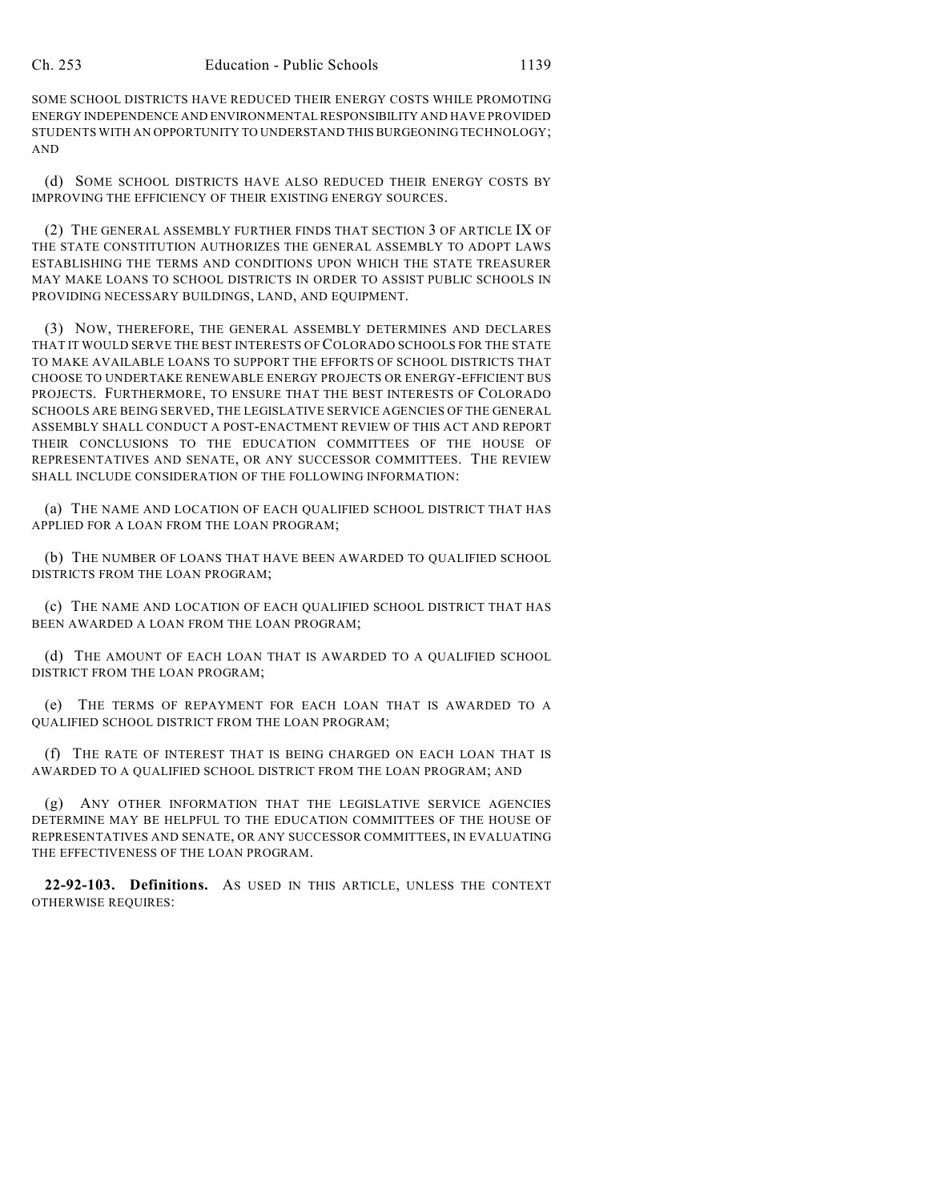SOME SCHOOL DISTRICTS HAVE REDUCED THEIR ENERGY COSTS WHILE PROMOTING ENERGY INDEPENDENCE AND ENVIRONMENTAL RESPONSIBILITY AND HAVE PROVIDED STUDENTS WITH AN OPPORTUNITY TO UNDERSTAND THIS BURGEONING TECHNOLOGY; AND

(d) SOME SCHOOL DISTRICTS HAVE ALSO REDUCED THEIR ENERGY COSTS BY IMPROVING THE EFFICIENCY OF THEIR EXISTING ENERGY SOURCES.

(2) THE GENERAL ASSEMBLY FURTHER FINDS THAT SECTION 3 OF ARTICLE IX OF THE STATE CONSTITUTION AUTHORIZES THE GENERAL ASSEMBLY TO ADOPT LAWS ESTABLISHING THE TERMS AND CONDITIONS UPON WHICH THE STATE TREASURER MAY MAKE LOANS TO SCHOOL DISTRICTS IN ORDER TO ASSIST PUBLIC SCHOOLS IN PROVIDING NECESSARY BUILDINGS, LAND, AND EQUIPMENT.

(3) NOW, THEREFORE, THE GENERAL ASSEMBLY DETERMINES AND DECLARES THAT IT WOULD SERVE THE BEST INTERESTS OF COLORADO SCHOOLS FOR THE STATE TO MAKE AVAILABLE LOANS TO SUPPORT THE EFFORTS OF SCHOOL DISTRICTS THAT CHOOSE TO UNDERTAKE RENEWABLE ENERGY PROJECTS OR ENERGY-EFFICIENT BUS PROJECTS. FURTHERMORE, TO ENSURE THAT THE BEST INTERESTS OF COLORADO SCHOOLS ARE BEING SERVED, THE LEGISLATIVE SERVICE AGENCIES OF THE GENERAL ASSEMBLY SHALL CONDUCT A POST-ENACTMENT REVIEW OF THIS ACT AND REPORT THEIR CONCLUSIONS TO THE EDUCATION COMMITTEES OF THE HOUSE OF REPRESENTATIVES AND SENATE, OR ANY SUCCESSOR COMMITTEES. THE REVIEW SHALL INCLUDE CONSIDERATION OF THE FOLLOWING INFORMATION:

(a) THE NAME AND LOCATION OF EACH QUALIFIED SCHOOL DISTRICT THAT HAS APPLIED FOR A LOAN FROM THE LOAN PROGRAM;

(b) THE NUMBER OF LOANS THAT HAVE BEEN AWARDED TO QUALIFIED SCHOOL DISTRICTS FROM THE LOAN PROGRAM;

(c) THE NAME AND LOCATION OF EACH QUALIFIED SCHOOL DISTRICT THAT HAS BEEN AWARDED A LOAN FROM THE LOAN PROGRAM;

(d) THE AMOUNT OF EACH LOAN THAT IS AWARDED TO A QUALIFIED SCHOOL DISTRICT FROM THE LOAN PROGRAM;

(e) THE TERMS OF REPAYMENT FOR EACH LOAN THAT IS AWARDED TO A QUALIFIED SCHOOL DISTRICT FROM THE LOAN PROGRAM;

(f) THE RATE OF INTEREST THAT IS BEING CHARGED ON EACH LOAN THAT IS AWARDED TO A QUALIFIED SCHOOL DISTRICT FROM THE LOAN PROGRAM; AND

(g) ANY OTHER INFORMATION THAT THE LEGISLATIVE SERVICE AGENCIES DETERMINE MAY BE HELPFUL TO THE EDUCATION COMMITTEES OF THE HOUSE OF REPRESENTATIVES AND SENATE, OR ANY SUCCESSOR COMMITTEES, IN EVALUATING THE EFFECTIVENESS OF THE LOAN PROGRAM.

**22-92-103. Definitions.** AS USED IN THIS ARTICLE, UNLESS THE CONTEXT OTHERWISE REQUIRES: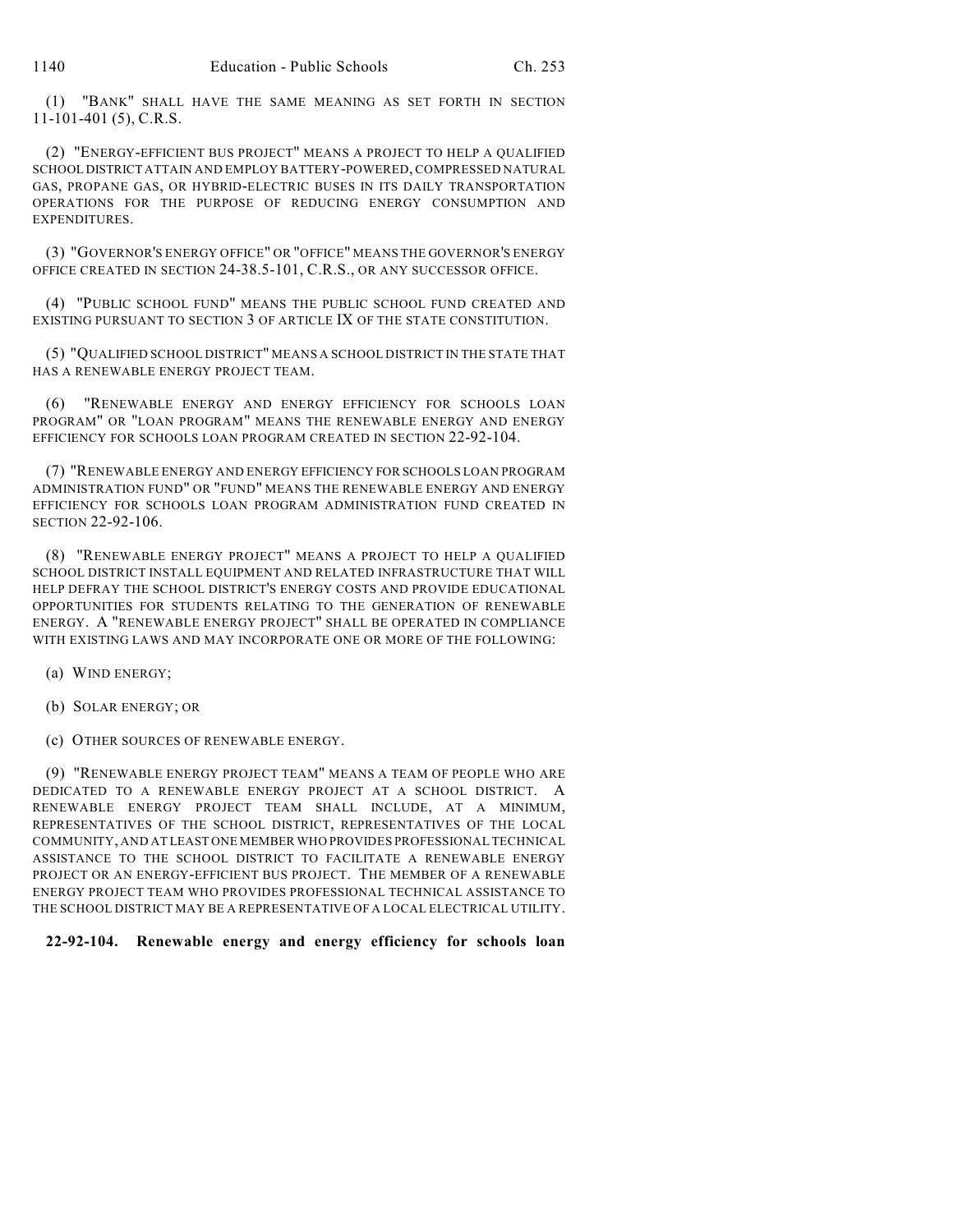(1) "BANK" SHALL HAVE THE SAME MEANING AS SET FORTH IN SECTION 11-101-401 (5), C.R.S.

(2) "ENERGY-EFFICIENT BUS PROJECT" MEANS A PROJECT TO HELP A QUALIFIED SCHOOL DISTRICT ATTAIN AND EMPLOY BATTERY-POWERED, COMPRESSED NATURAL GAS, PROPANE GAS, OR HYBRID-ELECTRIC BUSES IN ITS DAILY TRANSPORTATION OPERATIONS FOR THE PURPOSE OF REDUCING ENERGY CONSUMPTION AND EXPENDITURES.

(3) "GOVERNOR'S ENERGY OFFICE" OR "OFFICE" MEANS THE GOVERNOR'S ENERGY OFFICE CREATED IN SECTION 24-38.5-101, C.R.S., OR ANY SUCCESSOR OFFICE.

(4) "PUBLIC SCHOOL FUND" MEANS THE PUBLIC SCHOOL FUND CREATED AND EXISTING PURSUANT TO SECTION 3 OF ARTICLE IX OF THE STATE CONSTITUTION.

(5) "QUALIFIED SCHOOL DISTRICT" MEANS A SCHOOL DISTRICT IN THE STATE THAT HAS A RENEWABLE ENERGY PROJECT TEAM.

(6) "RENEWABLE ENERGY AND ENERGY EFFICIENCY FOR SCHOOLS LOAN PROGRAM" OR "LOAN PROGRAM" MEANS THE RENEWABLE ENERGY AND ENERGY EFFICIENCY FOR SCHOOLS LOAN PROGRAM CREATED IN SECTION 22-92-104.

(7) "RENEWABLE ENERGY AND ENERGY EFFICIENCY FOR SCHOOLS LOAN PROGRAM ADMINISTRATION FUND" OR "FUND" MEANS THE RENEWABLE ENERGY AND ENERGY EFFICIENCY FOR SCHOOLS LOAN PROGRAM ADMINISTRATION FUND CREATED IN SECTION 22-92-106.

(8) "RENEWABLE ENERGY PROJECT" MEANS A PROJECT TO HELP A QUALIFIED SCHOOL DISTRICT INSTALL EQUIPMENT AND RELATED INFRASTRUCTURE THAT WILL HELP DEFRAY THE SCHOOL DISTRICT'S ENERGY COSTS AND PROVIDE EDUCATIONAL OPPORTUNITIES FOR STUDENTS RELATING TO THE GENERATION OF RENEWABLE ENERGY. A "RENEWABLE ENERGY PROJECT" SHALL BE OPERATED IN COMPLIANCE WITH EXISTING LAWS AND MAY INCORPORATE ONE OR MORE OF THE FOLLOWING:

(a) WIND ENERGY;

(b) SOLAR ENERGY; OR

(c) OTHER SOURCES OF RENEWABLE ENERGY.

(9) "RENEWABLE ENERGY PROJECT TEAM" MEANS A TEAM OF PEOPLE WHO ARE DEDICATED TO A RENEWABLE ENERGY PROJECT AT A SCHOOL DISTRICT. A RENEWABLE ENERGY PROJECT TEAM SHALL INCLUDE, AT A MINIMUM, REPRESENTATIVES OF THE SCHOOL DISTRICT, REPRESENTATIVES OF THE LOCAL COMMUNITY, AND AT LEAST ONE MEMBER WHO PROVIDES PROFESSIONAL TECHNICAL ASSISTANCE TO THE SCHOOL DISTRICT TO FACILITATE A RENEWABLE ENERGY PROJECT OR AN ENERGY-EFFICIENT BUS PROJECT. THE MEMBER OF A RENEWABLE ENERGY PROJECT TEAM WHO PROVIDES PROFESSIONAL TECHNICAL ASSISTANCE TO THE SCHOOL DISTRICT MAY BE A REPRESENTATIVE OF A LOCAL ELECTRICAL UTILITY.

**22-92-104. Renewable energy and energy efficiency for schools loan**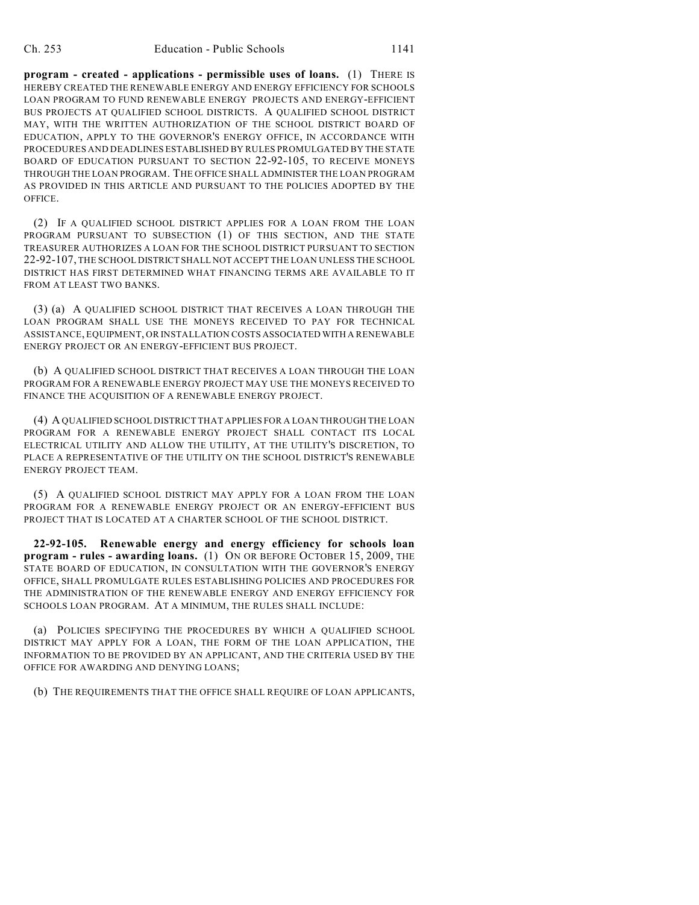**program - created - applications - permissible uses of loans.** (1) THERE IS HEREBY CREATED THE RENEWABLE ENERGY AND ENERGY EFFICIENCY FOR SCHOOLS LOAN PROGRAM TO FUND RENEWABLE ENERGY PROJECTS AND ENERGY-EFFICIENT BUS PROJECTS AT QUALIFIED SCHOOL DISTRICTS. A QUALIFIED SCHOOL DISTRICT MAY, WITH THE WRITTEN AUTHORIZATION OF THE SCHOOL DISTRICT BOARD OF EDUCATION, APPLY TO THE GOVERNOR'S ENERGY OFFICE, IN ACCORDANCE WITH PROCEDURES AND DEADLINES ESTABLISHED BY RULES PROMULGATED BY THE STATE BOARD OF EDUCATION PURSUANT TO SECTION 22-92-105, TO RECEIVE MONEYS THROUGH THE LOAN PROGRAM. THE OFFICE SHALL ADMINISTER THE LOAN PROGRAM AS PROVIDED IN THIS ARTICLE AND PURSUANT TO THE POLICIES ADOPTED BY THE OFFICE.

(2) IF A QUALIFIED SCHOOL DISTRICT APPLIES FOR A LOAN FROM THE LOAN PROGRAM PURSUANT TO SUBSECTION (1) OF THIS SECTION, AND THE STATE TREASURER AUTHORIZES A LOAN FOR THE SCHOOL DISTRICT PURSUANT TO SECTION 22-92-107, THE SCHOOL DISTRICT SHALL NOT ACCEPT THE LOAN UNLESS THE SCHOOL DISTRICT HAS FIRST DETERMINED WHAT FINANCING TERMS ARE AVAILABLE TO IT FROM AT LEAST TWO BANKS.

(3) (a) A QUALIFIED SCHOOL DISTRICT THAT RECEIVES A LOAN THROUGH THE LOAN PROGRAM SHALL USE THE MONEYS RECEIVED TO PAY FOR TECHNICAL ASSISTANCE, EQUIPMENT, OR INSTALLATION COSTS ASSOCIATED WITH A RENEWABLE ENERGY PROJECT OR AN ENERGY-EFFICIENT BUS PROJECT.

(b) A QUALIFIED SCHOOL DISTRICT THAT RECEIVES A LOAN THROUGH THE LOAN PROGRAM FOR A RENEWABLE ENERGY PROJECT MAY USE THE MONEYS RECEIVED TO FINANCE THE ACQUISITION OF A RENEWABLE ENERGY PROJECT.

(4) A QUALIFIED SCHOOL DISTRICT THAT APPLIES FOR A LOAN THROUGH THE LOAN PROGRAM FOR A RENEWABLE ENERGY PROJECT SHALL CONTACT ITS LOCAL ELECTRICAL UTILITY AND ALLOW THE UTILITY, AT THE UTILITY'S DISCRETION, TO PLACE A REPRESENTATIVE OF THE UTILITY ON THE SCHOOL DISTRICT'S RENEWABLE ENERGY PROJECT TEAM.

(5) A QUALIFIED SCHOOL DISTRICT MAY APPLY FOR A LOAN FROM THE LOAN PROGRAM FOR A RENEWABLE ENERGY PROJECT OR AN ENERGY-EFFICIENT BUS PROJECT THAT IS LOCATED AT A CHARTER SCHOOL OF THE SCHOOL DISTRICT.

**22-92-105. Renewable energy and energy efficiency for schools loan program - rules - awarding loans.** (1) ON OR BEFORE OCTOBER 15, 2009, THE STATE BOARD OF EDUCATION, IN CONSULTATION WITH THE GOVERNOR'S ENERGY OFFICE, SHALL PROMULGATE RULES ESTABLISHING POLICIES AND PROCEDURES FOR THE ADMINISTRATION OF THE RENEWABLE ENERGY AND ENERGY EFFICIENCY FOR SCHOOLS LOAN PROGRAM. AT A MINIMUM, THE RULES SHALL INCLUDE:

(a) POLICIES SPECIFYING THE PROCEDURES BY WHICH A QUALIFIED SCHOOL DISTRICT MAY APPLY FOR A LOAN, THE FORM OF THE LOAN APPLICATION, THE INFORMATION TO BE PROVIDED BY AN APPLICANT, AND THE CRITERIA USED BY THE OFFICE FOR AWARDING AND DENYING LOANS;

(b) THE REQUIREMENTS THAT THE OFFICE SHALL REQUIRE OF LOAN APPLICANTS,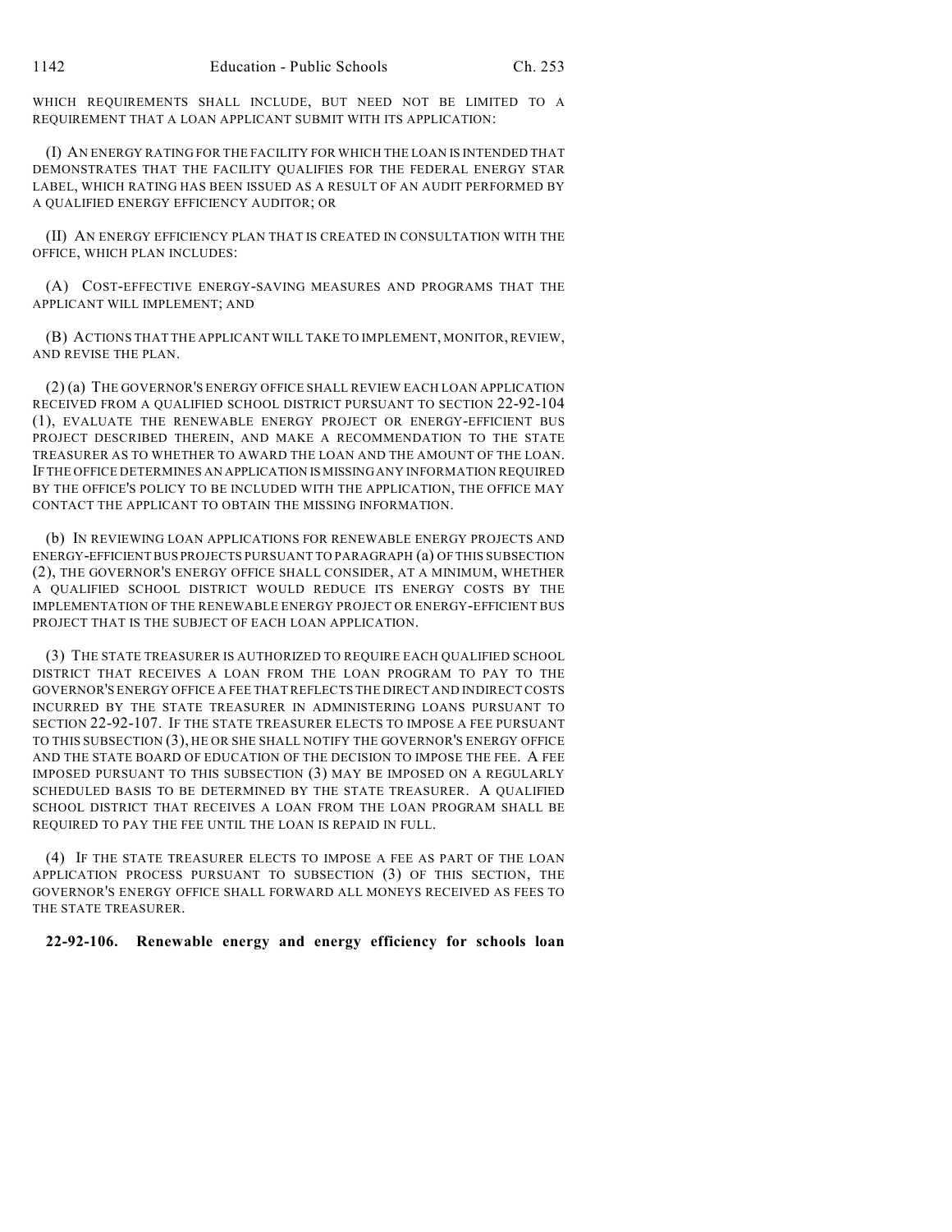WHICH REQUIREMENTS SHALL INCLUDE, BUT NEED NOT BE LIMITED TO A REQUIREMENT THAT A LOAN APPLICANT SUBMIT WITH ITS APPLICATION:

(I) AN ENERGY RATING FOR THE FACILITY FOR WHICH THE LOAN IS INTENDED THAT DEMONSTRATES THAT THE FACILITY QUALIFIES FOR THE FEDERAL ENERGY STAR LABEL, WHICH RATING HAS BEEN ISSUED AS A RESULT OF AN AUDIT PERFORMED BY A QUALIFIED ENERGY EFFICIENCY AUDITOR; OR

(II) AN ENERGY EFFICIENCY PLAN THAT IS CREATED IN CONSULTATION WITH THE OFFICE, WHICH PLAN INCLUDES:

(A) COST-EFFECTIVE ENERGY-SAVING MEASURES AND PROGRAMS THAT THE APPLICANT WILL IMPLEMENT; AND

(B) ACTIONS THAT THE APPLICANT WILL TAKE TO IMPLEMENT, MONITOR, REVIEW, AND REVISE THE PLAN.

(2) (a) THE GOVERNOR'S ENERGY OFFICE SHALL REVIEW EACH LOAN APPLICATION RECEIVED FROM A QUALIFIED SCHOOL DISTRICT PURSUANT TO SECTION 22-92-104 (1), EVALUATE THE RENEWABLE ENERGY PROJECT OR ENERGY-EFFICIENT BUS PROJECT DESCRIBED THEREIN, AND MAKE A RECOMMENDATION TO THE STATE TREASURER AS TO WHETHER TO AWARD THE LOAN AND THE AMOUNT OF THE LOAN. IF THE OFFICE DETERMINES AN APPLICATION IS MISSING ANY INFORMATION REQUIRED BY THE OFFICE'S POLICY TO BE INCLUDED WITH THE APPLICATION, THE OFFICE MAY CONTACT THE APPLICANT TO OBTAIN THE MISSING INFORMATION.

(b) IN REVIEWING LOAN APPLICATIONS FOR RENEWABLE ENERGY PROJECTS AND ENERGY-EFFICIENT BUS PROJECTS PURSUANT TO PARAGRAPH (a) OF THIS SUBSECTION (2), THE GOVERNOR'S ENERGY OFFICE SHALL CONSIDER, AT A MINIMUM, WHETHER A QUALIFIED SCHOOL DISTRICT WOULD REDUCE ITS ENERGY COSTS BY THE IMPLEMENTATION OF THE RENEWABLE ENERGY PROJECT OR ENERGY-EFFICIENT BUS PROJECT THAT IS THE SUBJECT OF EACH LOAN APPLICATION.

(3) THE STATE TREASURER IS AUTHORIZED TO REQUIRE EACH QUALIFIED SCHOOL DISTRICT THAT RECEIVES A LOAN FROM THE LOAN PROGRAM TO PAY TO THE GOVERNOR'S ENERGY OFFICE A FEE THAT REFLECTS THE DIRECT AND INDIRECT COSTS INCURRED BY THE STATE TREASURER IN ADMINISTERING LOANS PURSUANT TO SECTION 22-92-107. IF THE STATE TREASURER ELECTS TO IMPOSE A FEE PURSUANT TO THIS SUBSECTION (3), HE OR SHE SHALL NOTIFY THE GOVERNOR'S ENERGY OFFICE AND THE STATE BOARD OF EDUCATION OF THE DECISION TO IMPOSE THE FEE. A FEE IMPOSED PURSUANT TO THIS SUBSECTION (3) MAY BE IMPOSED ON A REGULARLY SCHEDULED BASIS TO BE DETERMINED BY THE STATE TREASURER. A QUALIFIED SCHOOL DISTRICT THAT RECEIVES A LOAN FROM THE LOAN PROGRAM SHALL BE REQUIRED TO PAY THE FEE UNTIL THE LOAN IS REPAID IN FULL.

(4) IF THE STATE TREASURER ELECTS TO IMPOSE A FEE AS PART OF THE LOAN APPLICATION PROCESS PURSUANT TO SUBSECTION (3) OF THIS SECTION, THE GOVERNOR'S ENERGY OFFICE SHALL FORWARD ALL MONEYS RECEIVED AS FEES TO THE STATE TREASURER.

**22-92-106. Renewable energy and energy efficiency for schools loan**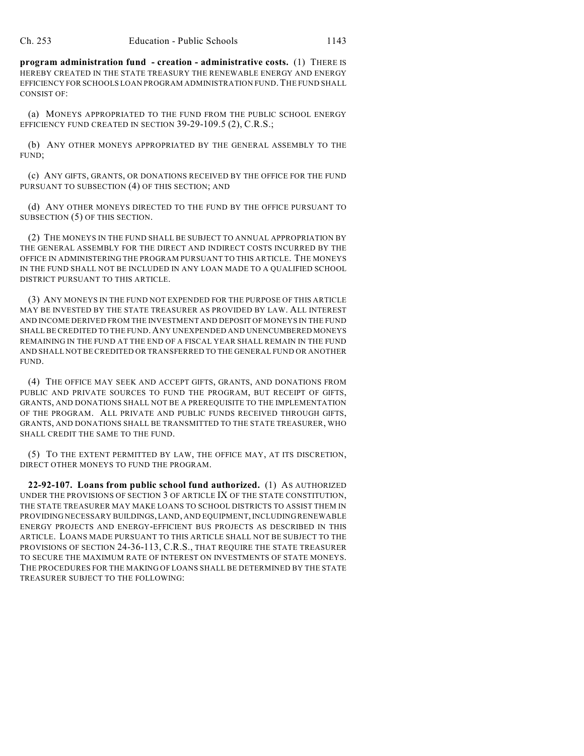**program administration fund - creation - administrative costs.** (1) THERE IS HEREBY CREATED IN THE STATE TREASURY THE RENEWABLE ENERGY AND ENERGY EFFICIENCY FOR SCHOOLS LOAN PROGRAM ADMINISTRATION FUND. THE FUND SHALL CONSIST OF:

(a) MONEYS APPROPRIATED TO THE FUND FROM THE PUBLIC SCHOOL ENERGY EFFICIENCY FUND CREATED IN SECTION 39-29-109.5 (2), C.R.S.;

(b) ANY OTHER MONEYS APPROPRIATED BY THE GENERAL ASSEMBLY TO THE FUND;

(c) ANY GIFTS, GRANTS, OR DONATIONS RECEIVED BY THE OFFICE FOR THE FUND PURSUANT TO SUBSECTION (4) OF THIS SECTION; AND

(d) ANY OTHER MONEYS DIRECTED TO THE FUND BY THE OFFICE PURSUANT TO SUBSECTION (5) OF THIS SECTION.

(2) THE MONEYS IN THE FUND SHALL BE SUBJECT TO ANNUAL APPROPRIATION BY THE GENERAL ASSEMBLY FOR THE DIRECT AND INDIRECT COSTS INCURRED BY THE OFFICE IN ADMINISTERING THE PROGRAM PURSUANT TO THIS ARTICLE. THE MONEYS IN THE FUND SHALL NOT BE INCLUDED IN ANY LOAN MADE TO A QUALIFIED SCHOOL DISTRICT PURSUANT TO THIS ARTICLE.

(3) ANY MONEYS IN THE FUND NOT EXPENDED FOR THE PURPOSE OF THIS ARTICLE MAY BE INVESTED BY THE STATE TREASURER AS PROVIDED BY LAW. ALL INTEREST AND INCOME DERIVED FROM THE INVESTMENT AND DEPOSIT OF MONEYS IN THE FUND SHALL BE CREDITED TO THE FUND. ANY UNEXPENDED AND UNENCUMBERED MONEYS REMAINING IN THE FUND AT THE END OF A FISCAL YEAR SHALL REMAIN IN THE FUND AND SHALL NOT BE CREDITED OR TRANSFERRED TO THE GENERAL FUND OR ANOTHER FUND.

(4) THE OFFICE MAY SEEK AND ACCEPT GIFTS, GRANTS, AND DONATIONS FROM PUBLIC AND PRIVATE SOURCES TO FUND THE PROGRAM, BUT RECEIPT OF GIFTS, GRANTS, AND DONATIONS SHALL NOT BE A PREREQUISITE TO THE IMPLEMENTATION OF THE PROGRAM. ALL PRIVATE AND PUBLIC FUNDS RECEIVED THROUGH GIFTS, GRANTS, AND DONATIONS SHALL BE TRANSMITTED TO THE STATE TREASURER, WHO SHALL CREDIT THE SAME TO THE FUND.

(5) TO THE EXTENT PERMITTED BY LAW, THE OFFICE MAY, AT ITS DISCRETION, DIRECT OTHER MONEYS TO FUND THE PROGRAM.

**22-92-107. Loans from public school fund authorized.** (1) AS AUTHORIZED UNDER THE PROVISIONS OF SECTION 3 OF ARTICLE IX OF THE STATE CONSTITUTION, THE STATE TREASURER MAY MAKE LOANS TO SCHOOL DISTRICTS TO ASSIST THEM IN PROVIDING NECESSARY BUILDINGS, LAND, AND EQUIPMENT, INCLUDING RENEWABLE ENERGY PROJECTS AND ENERGY-EFFICIENT BUS PROJECTS AS DESCRIBED IN THIS ARTICLE. LOANS MADE PURSUANT TO THIS ARTICLE SHALL NOT BE SUBJECT TO THE PROVISIONS OF SECTION 24-36-113, C.R.S., THAT REQUIRE THE STATE TREASURER TO SECURE THE MAXIMUM RATE OF INTEREST ON INVESTMENTS OF STATE MONEYS. THE PROCEDURES FOR THE MAKING OF LOANS SHALL BE DETERMINED BY THE STATE TREASURER SUBJECT TO THE FOLLOWING: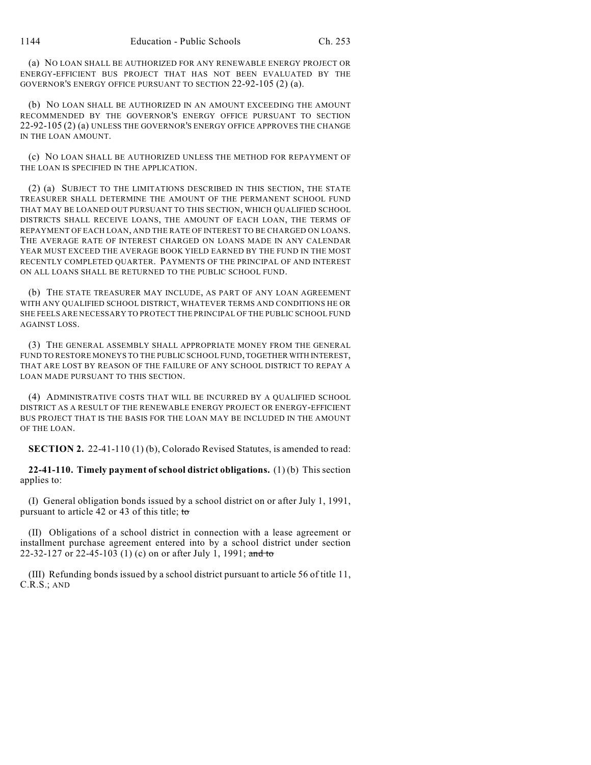(a) NO LOAN SHALL BE AUTHORIZED FOR ANY RENEWABLE ENERGY PROJECT OR ENERGY-EFFICIENT BUS PROJECT THAT HAS NOT BEEN EVALUATED BY THE GOVERNOR'S ENERGY OFFICE PURSUANT TO SECTION 22-92-105 (2) (a).

(b) NO LOAN SHALL BE AUTHORIZED IN AN AMOUNT EXCEEDING THE AMOUNT RECOMMENDED BY THE GOVERNOR'S ENERGY OFFICE PURSUANT TO SECTION 22-92-105 (2) (a) UNLESS THE GOVERNOR'S ENERGY OFFICE APPROVES THE CHANGE IN THE LOAN AMOUNT.

(c) NO LOAN SHALL BE AUTHORIZED UNLESS THE METHOD FOR REPAYMENT OF THE LOAN IS SPECIFIED IN THE APPLICATION.

(2) (a) SUBJECT TO THE LIMITATIONS DESCRIBED IN THIS SECTION, THE STATE TREASURER SHALL DETERMINE THE AMOUNT OF THE PERMANENT SCHOOL FUND THAT MAY BE LOANED OUT PURSUANT TO THIS SECTION, WHICH QUALIFIED SCHOOL DISTRICTS SHALL RECEIVE LOANS, THE AMOUNT OF EACH LOAN, THE TERMS OF REPAYMENT OF EACH LOAN, AND THE RATE OF INTEREST TO BE CHARGED ON LOANS. THE AVERAGE RATE OF INTEREST CHARGED ON LOANS MADE IN ANY CALENDAR YEAR MUST EXCEED THE AVERAGE BOOK YIELD EARNED BY THE FUND IN THE MOST RECENTLY COMPLETED QUARTER. PAYMENTS OF THE PRINCIPAL OF AND INTEREST ON ALL LOANS SHALL BE RETURNED TO THE PUBLIC SCHOOL FUND.

(b) THE STATE TREASURER MAY INCLUDE, AS PART OF ANY LOAN AGREEMENT WITH ANY QUALIFIED SCHOOL DISTRICT, WHATEVER TERMS AND CONDITIONS HE OR SHE FEELS ARE NECESSARY TO PROTECT THE PRINCIPAL OF THE PUBLIC SCHOOL FUND AGAINST LOSS.

(3) THE GENERAL ASSEMBLY SHALL APPROPRIATE MONEY FROM THE GENERAL FUND TO RESTORE MONEYS TO THE PUBLIC SCHOOL FUND, TOGETHER WITH INTEREST, THAT ARE LOST BY REASON OF THE FAILURE OF ANY SCHOOL DISTRICT TO REPAY A LOAN MADE PURSUANT TO THIS SECTION.

(4) ADMINISTRATIVE COSTS THAT WILL BE INCURRED BY A QUALIFIED SCHOOL DISTRICT AS A RESULT OF THE RENEWABLE ENERGY PROJECT OR ENERGY-EFFICIENT BUS PROJECT THAT IS THE BASIS FOR THE LOAN MAY BE INCLUDED IN THE AMOUNT OF THE LOAN.

**SECTION 2.** 22-41-110 (1) (b), Colorado Revised Statutes, is amended to read:

**22-41-110. Timely payment of school district obligations.** (1) (b) This section applies to:

(I) General obligation bonds issued by a school district on or after July 1, 1991, pursuant to article 42 or 43 of this title; ~~to~~

(II) Obligations of a school district in connection with a lease agreement or installment purchase agreement entered into by a school district under section 22-32-127 or 22-45-103 (1) (c) on or after July 1, 1991; ~~and to~~

(III) Refunding bonds issued by a school district pursuant to article 56 of title 11, C.R.S.; AND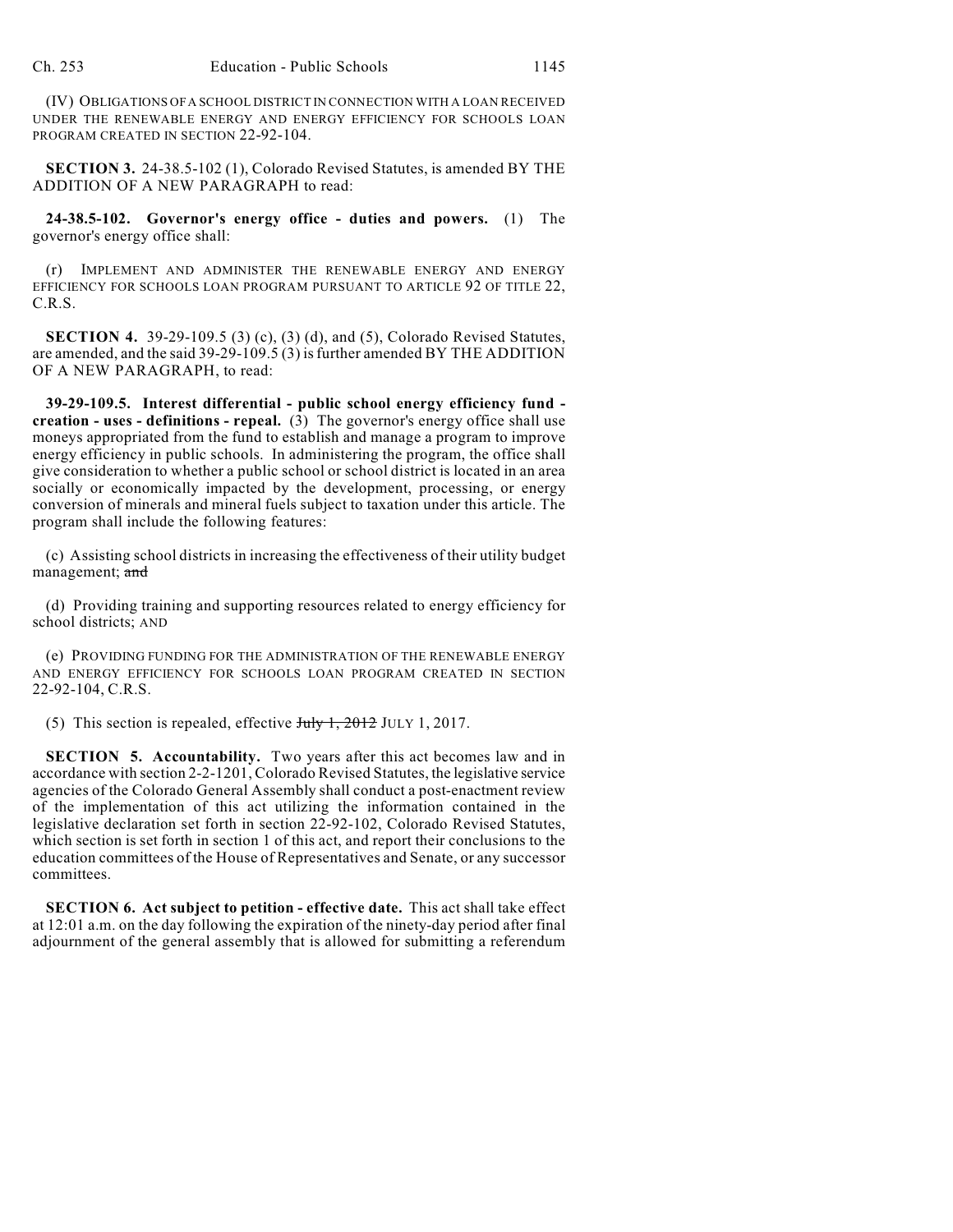(IV) OBLIGATIONS OF A SCHOOL DISTRICT IN CONNECTION WITH A LOAN RECEIVED UNDER THE RENEWABLE ENERGY AND ENERGY EFFICIENCY FOR SCHOOLS LOAN PROGRAM CREATED IN SECTION 22-92-104.

**SECTION 3.** 24-38.5-102 (1), Colorado Revised Statutes, is amended BY THE ADDITION OF A NEW PARAGRAPH to read:

**24-38.5-102. Governor's energy office - duties and powers.** (1) The governor's energy office shall:

(r) IMPLEMENT AND ADMINISTER THE RENEWABLE ENERGY AND ENERGY EFFICIENCY FOR SCHOOLS LOAN PROGRAM PURSUANT TO ARTICLE 92 OF TITLE 22, C.R.S.

**SECTION 4.** 39-29-109.5 (3) (c), (3) (d), and (5), Colorado Revised Statutes, are amended, and the said 39-29-109.5 (3) is further amended BY THE ADDITION OF A NEW PARAGRAPH, to read:

**39-29-109.5. Interest differential - public school energy efficiency fund - creation - uses - definitions - repeal.** (3) The governor's energy office shall use moneys appropriated from the fund to establish and manage a program to improve energy efficiency in public schools. In administering the program, the office shall give consideration to whether a public school or school district is located in an area socially or economically impacted by the development, processing, or energy conversion of minerals and mineral fuels subject to taxation under this article. The program shall include the following features:

(c) Assisting school districts in increasing the effectiveness of their utility budget management; ~~and~~

(d) Providing training and supporting resources related to energy efficiency for school districts; AND

(e) PROVIDING FUNDING FOR THE ADMINISTRATION OF THE RENEWABLE ENERGY AND ENERGY EFFICIENCY FOR SCHOOLS LOAN PROGRAM CREATED IN SECTION 22-92-104, C.R.S.

(5) This section is repealed, effective ~~July 1, 2012~~ JULY 1, 2017.

**SECTION 5. Accountability.** Two years after this act becomes law and in accordance with section 2-2-1201, Colorado Revised Statutes, the legislative service agencies of the Colorado General Assembly shall conduct a post-enactment review of the implementation of this act utilizing the information contained in the legislative declaration set forth in section 22-92-102, Colorado Revised Statutes, which section is set forth in section 1 of this act, and report their conclusions to the education committees of the House of Representatives and Senate, or any successor committees.

**SECTION 6. Act subject to petition - effective date.** This act shall take effect at 12:01 a.m. on the day following the expiration of the ninety-day period after final adjournment of the general assembly that is allowed for submitting a referendum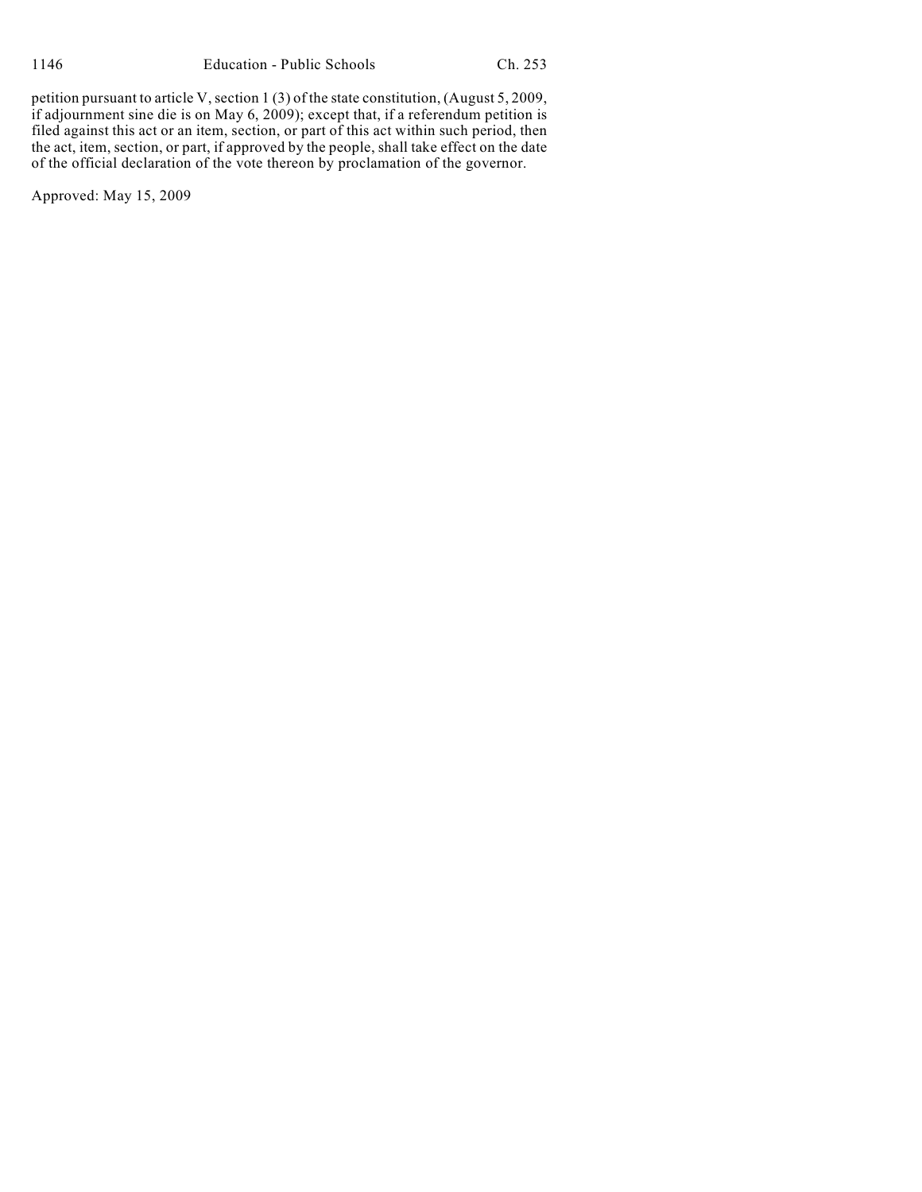petition pursuant to article V, section 1 (3) of the state constitution, (August 5, 2009, if adjournment sine die is on May 6, 2009); except that, if a referendum petition is filed against this act or an item, section, or part of this act within such period, then the act, item, section, or part, if approved by the people, shall take effect on the date of the official declaration of the vote thereon by proclamation of the governor.

Approved: May 15, 2009